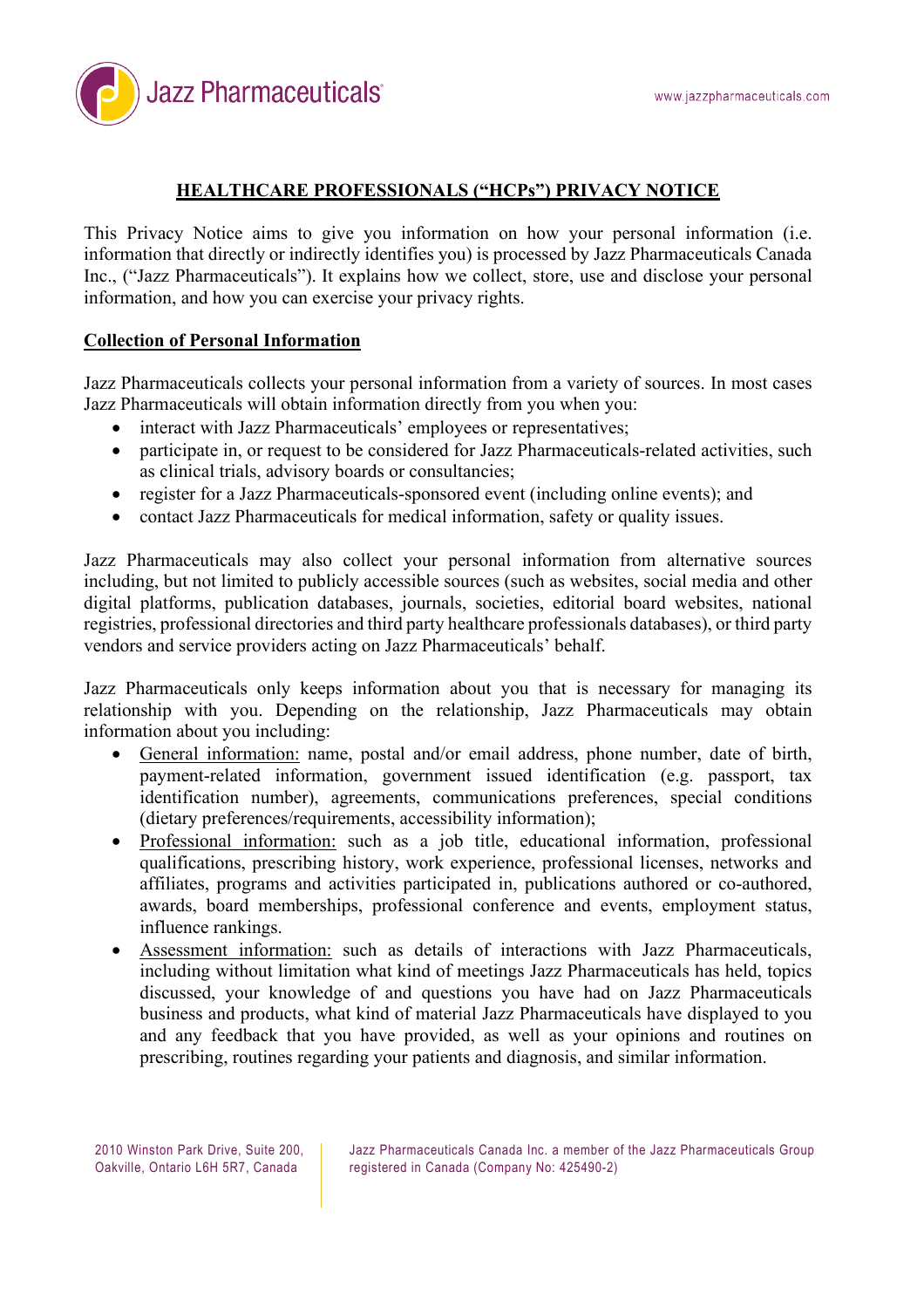# HEALTHCARE PROFESSIONALS ("HCPs") PRIVACY NOTICE

This Privacy Notice aims to give you information on how your personal information (i.e. information that directly or indirectly identifies you) is processed by Jazz Pharmaceuticals Canada Inc., ("Jazz Pharmaceuticals"). It explains how we collect, store, use and disclose your personal information, and how you can exercise your privacy rights.

## Collection of Personal Information

Jazz Pharmaceuticals collects your personal information from a variety of sources. In most cases Jazz Pharmaceuticals will obtain information directly from you when you:

- interact with Jazz Pharmaceuticals' employees or representatives;
- participate in, or request to be considered for Jazz Pharmaceuticals-related activities, such as clinical trials, advisory boards or consultancies;
- register for a Jazz Pharmaceuticals-sponsored event (including online events); and
- contact Jazz Pharmaceuticals for medical information, safety or quality issues.

Jazz Pharmaceuticals may also collect your personal information from alternative sources including, but not limited to publicly accessible sources (such as websites, social media and other digital platforms, publication databases, journals, societies, editorial board websites, national registries, professional directories and third party healthcare professionals databases), or third party vendors and service providers acting on Jazz Pharmaceuticals' behalf.

Jazz Pharmaceuticals only keeps information about you that is necessary for managing its relationship with you. Depending on the relationship, Jazz Pharmaceuticals may obtain information about you including:

- General information: name, postal and/or email address, phone number, date of birth, payment-related information, government issued identification (e.g. passport, tax identification number), agreements, communications preferences, special conditions (dietary preferences/requirements, accessibility information);
- Professional information: such as a job title, educational information, professional qualifications, prescribing history, work experience, professional licenses, networks and affiliates, programs and activities participated in, publications authored or co-authored, awards, board memberships, professional conference and events, employment status, influence rankings.
- Assessment information: such as details of interactions with Jazz Pharmaceuticals, including without limitation what kind of meetings Jazz Pharmaceuticals has held, topics discussed, your knowledge of and questions you have had on Jazz Pharmaceuticals business and products, what kind of material Jazz Pharmaceuticals have displayed to you and any feedback that you have provided, as well as your opinions and routines on prescribing, routines regarding your patients and diagnosis, and similar information.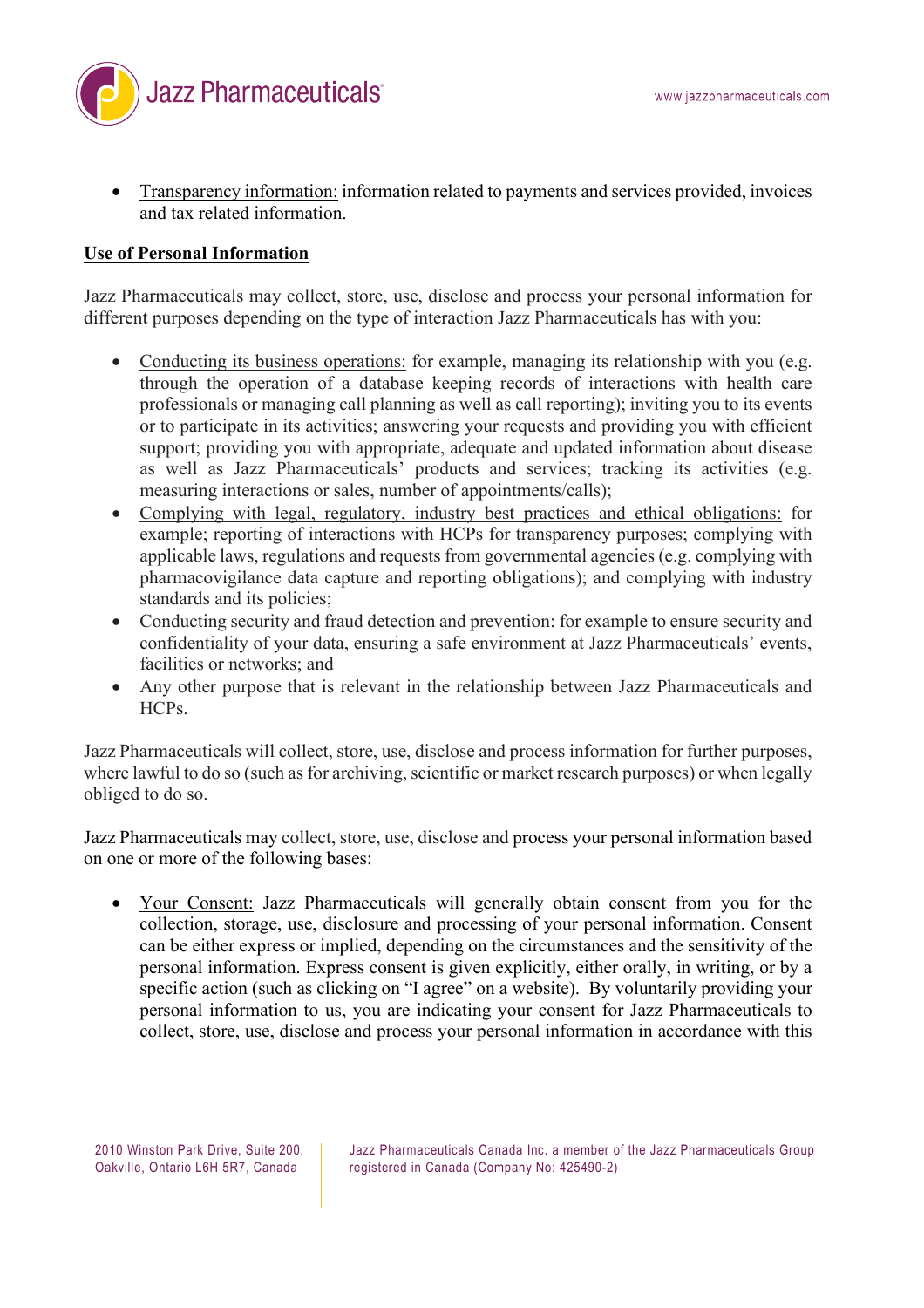- Transparency information: information related to payments and services provided, invoices and tax related information.

**Use of Personal Information**

Jazz Pharmaceuticals may collect, store, use, disclose and process your personal information for different purposes depending on the type of interaction Jazz Pharmaceuticals has with you:

- Conducting its business operations: for example, managing its relationship with you (e.g. through the operation of a database keeping records of interactions with health care professionals or managing call planning as well as call reporting); inviting you to its events or to participate in its activities; answering your requests and providing you with efficient support; providing you with appropriate, adequate and updated information about disease as well as Jazz Pharmaceuticals' products and services; tracking its activities (e.g. measuring interactions or sales, number of appointments/calls);
- Complying with legal, regulatory, industry best practices and ethical obligations: for example; reporting of interactions with HCPs for transparency purposes; complying with applicable laws, regulations and requests from governmental agencies (e.g. complying with pharmacovigilance data capture and reporting obligations); and complying with industry standards and its policies;
- Conducting security and fraud detection and prevention: for example to ensure security and confidentiality of your data, ensuring a safe environment at Jazz Pharmaceuticals' events, facilities or networks; and
- Any other purpose that is relevant in the relationship between Jazz Pharmaceuticals and HCPs.

Jazz Pharmaceuticals will collect, store, use, disclose and process information for further purposes, where lawful to do so (such as for archiving, scientific or market research purposes) or when legally obliged to do so.

Jazz Pharmaceuticals may collect, store, use, disclose and process your personal information based on one or more of the following bases:

- Your Consent: Jazz Pharmaceuticals will generally obtain consent from you for the collection, storage, use, disclosure and processing of your personal information. Consent can be either express or implied, depending on the circumstances and the sensitivity of the personal information. Express consent is given explicitly, either orally, in writing, or by a specific action (such as clicking on "I agree" on a website). By voluntarily providing your personal information to us, you are indicating your consent for Jazz Pharmaceuticals to collect, store, use, disclose and process your personal information in accordance with this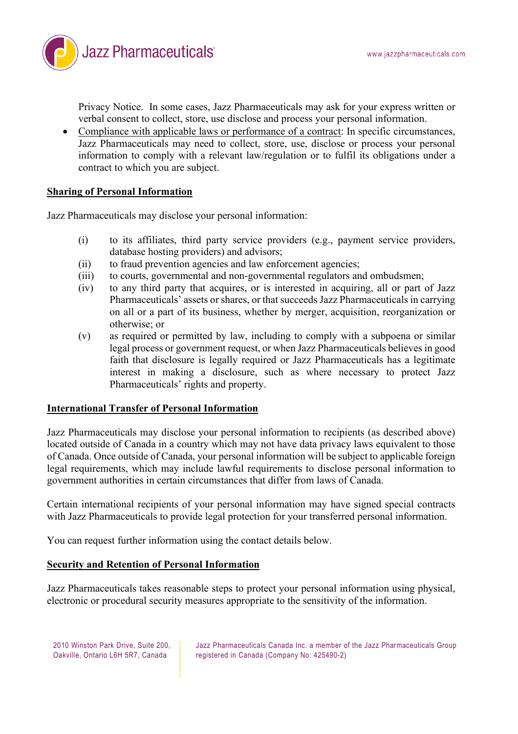Privacy Notice. In some cases, Jazz Pharmaceuticals may ask for your express written or verbal consent to collect, store, use disclose and process your personal information.

- Compliance with applicable laws or performance of a contract: In specific circumstances, Jazz Pharmaceuticals may need to collect, store, use, disclose or process your personal information to comply with a relevant law/regulation or to fulfil its obligations under a contract to which you are subject.

**Sharing of Personal Information**

Jazz Pharmaceuticals may disclose your personal information:

(i) to its affiliates, third party service providers (e.g., payment service providers, database hosting providers) and advisors;

(ii) to fraud prevention agencies and law enforcement agencies;

(iii) to courts, governmental and non-governmental regulators and ombudsmen;

(iv) to any third party that acquires, or is interested in acquiring, all or part of Jazz Pharmaceuticals' assets or shares, or that succeeds Jazz Pharmaceuticals in carrying on all or a part of its business, whether by merger, acquisition, reorganization or otherwise; or

(v) as required or permitted by law, including to comply with a subpoena or similar legal process or government request, or when Jazz Pharmaceuticals believes in good faith that disclosure is legally required or Jazz Pharmaceuticals has a legitimate interest in making a disclosure, such as where necessary to protect Jazz Pharmaceuticals' rights and property.

**International Transfer of Personal Information**

Jazz Pharmaceuticals may disclose your personal information to recipients (as described above) located outside of Canada in a country which may not have data privacy laws equivalent to those of Canada. Once outside of Canada, your personal information will be subject to applicable foreign legal requirements, which may include lawful requirements to disclose personal information to government authorities in certain circumstances that differ from laws of Canada.

Certain international recipients of your personal information may have signed special contracts with Jazz Pharmaceuticals to provide legal protection for your transferred personal information.

You can request further information using the contact details below.

**Security and Retention of Personal Information**

Jazz Pharmaceuticals takes reasonable steps to protect your personal information using physical, electronic or procedural security measures appropriate to the sensitivity of the information.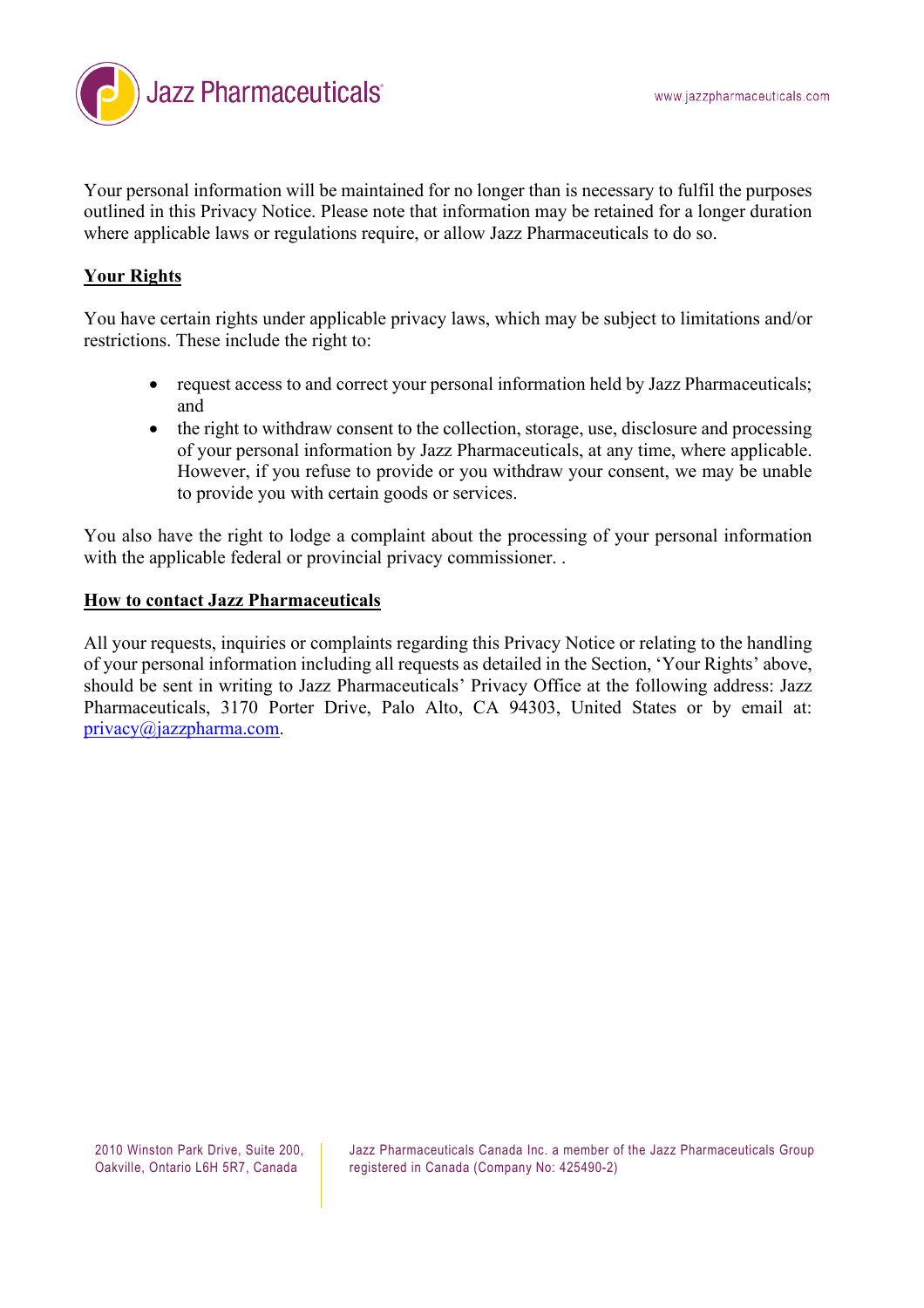Your personal information will be maintained for no longer than is necessary to fulfil the purposes outlined in this Privacy Notice. Please note that information may be retained for a longer duration where applicable laws or regulations require, or allow Jazz Pharmaceuticals to do so.

**Your Rights**

You have certain rights under applicable privacy laws, which may be subject to limitations and/or restrictions. These include the right to:

- request access to and correct your personal information held by Jazz Pharmaceuticals; and
- the right to withdraw consent to the collection, storage, use, disclosure and processing of your personal information by Jazz Pharmaceuticals, at any time, where applicable. However, if you refuse to provide or you withdraw your consent, we may be unable to provide you with certain goods or services.

You also have the right to lodge a complaint about the processing of your personal information with the applicable federal or provincial privacy commissioner. .

**How to contact Jazz Pharmaceuticals**

All your requests, inquiries or complaints regarding this Privacy Notice or relating to the handling of your personal information including all requests as detailed in the Section, 'Your Rights' above, should be sent in writing to Jazz Pharmaceuticals' Privacy Office at the following address: Jazz Pharmaceuticals, 3170 Porter Drive, Palo Alto, CA 94303, United States or by email at: privacy@jazzpharma.com.